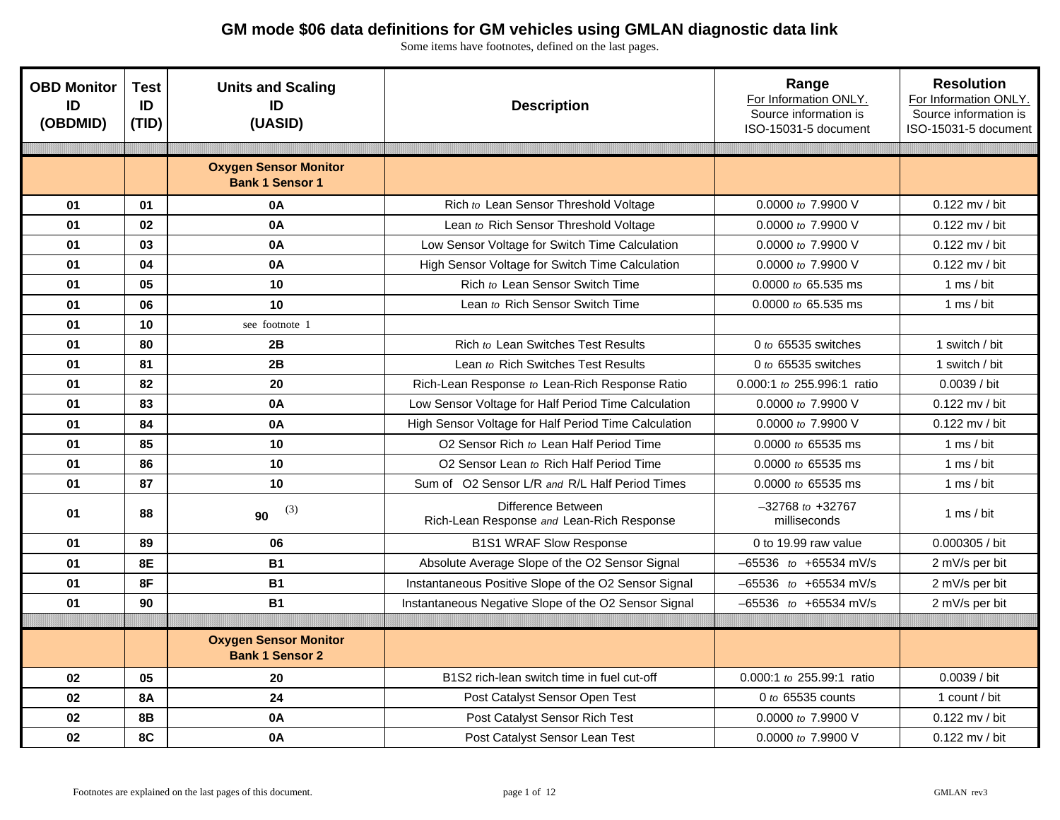# GM mode $06 data definitions for GM vehicles using GMLAN diagnostic data link

Some items have footnotes, defined on the last pages.

| OBD Monitor ID (OBDMID) | Test ID (TID) | Units and Scaling ID (UASID) | Description | Range For Information ONLY. Source information is ISO-15031-5 document | Resolution For Information ONLY. Source information is ISO-15031-5 document |
|---|---|---|---|---|---|
| | | **Oxygen Sensor Monitor Bank 1 Sensor 1** | | | |
| **01** | **01** | **0A** | Rich *to* Lean Sensor Threshold Voltage | 0.0000 *to* 7.9900 V | 0.122 mv / bit |
| **01** | **02** | **0A** | Lean *to* Rich Sensor Threshold Voltage | 0.0000 *to* 7.9900 V | 0.122 mv / bit |
| **01** | **03** | **0A** | Low Sensor Voltage for Switch Time Calculation | 0.0000 *to* 7.9900 V | 0.122 mv / bit |
| **01** | **04** | **0A** | High Sensor Voltage for Switch Time Calculation | 0.0000 *to* 7.9900 V | 0.122 mv / bit |
| **01** | **05** | **10** | Rich *to* Lean Sensor Switch Time | 0.0000 *to* 65.535 ms | 1 ms / bit |
| **01** | **06** | **10** | Lean *to* Rich Sensor Switch Time | 0.0000 *to* 65.535 ms | 1 ms / bit |
| **01** | **10** | see footnote 1 | | | |
| **01** | **80** | **2B** | Rich *to* Lean Switches Test Results | 0 *to* 65535 switches | 1 switch / bit |
| **01** | **81** | **2B** | Lean *to* Rich Switches Test Results | 0 *to* 65535 switches | 1 switch / bit |
| **01** | **82** | **20** | Rich-Lean Response *to* Lean-Rich Response Ratio | 0.000:1 *to* 255.996:1 ratio | 0.0039 / bit |
| **01** | **83** | **0A** | Low Sensor Voltage for Half Period Time Calculation | 0.0000 *to* 7.9900 V | 0.122 mv / bit |
| **01** | **84** | **0A** | High Sensor Voltage for Half Period Time Calculation | 0.0000 *to* 7.9900 V | 0.122 mv / bit |
| **01** | **85** | **10** | O2 Sensor Rich *to* Lean Half Period Time | 0.0000 *to* 65535 ms | 1 ms / bit |
| **01** | **86** | **10** | O2 Sensor Lean *to* Rich Half Period Time | 0.0000 *to* 65535 ms | 1 ms / bit |
| **01** | **87** | **10** | Sum of O2 Sensor L/R *and* R/L Half Period Times | 0.0000 *to* 65535 ms | 1 ms / bit |
| **01** | **88** | **90** (3) | Difference Between Rich-Lean Response *and* Lean-Rich Response | –32768 *to* +32767 milliseconds | 1 ms / bit |
| **01** | **89** | **06** | B1S1 WRAF Slow Response | 0 to 19.99 raw value | 0.000305 / bit |
| **01** | **8E** | **B1** | Absolute Average Slope of the O2 Sensor Signal | –65536 *to* +65534 mV/s | 2 mV/s per bit |
| **01** | **8F** | **B1** | Instantaneous Positive Slope of the O2 Sensor Signal | –65536 *to* +65534 mV/s | 2 mV/s per bit |
| **01** | **90** | **B1** | Instantaneous Negative Slope of the O2 Sensor Signal | –65536 *to* +65534 mV/s | 2 mV/s per bit |
| | | **Oxygen Sensor Monitor Bank 1 Sensor 2** | | | |
| **02** | **05** | **20** | B1S2 rich-lean switch time in fuel cut-off | 0.000:1 *to* 255.99:1 ratio | 0.0039 / bit |
| **02** | **8A** | **24** | Post Catalyst Sensor Open Test | 0 *to* 65535 counts | 1 count / bit |
| **02** | **8B** | **0A** | Post Catalyst Sensor Rich Test | 0.0000 *to* 7.9900 V | 0.122 mv / bit |
| **02** | **8C** | **0A** | Post Catalyst Sensor Lean Test | 0.0000 *to* 7.9900 V | 0.122 mv / bit |

Footnotes are explained on the last pages of this document.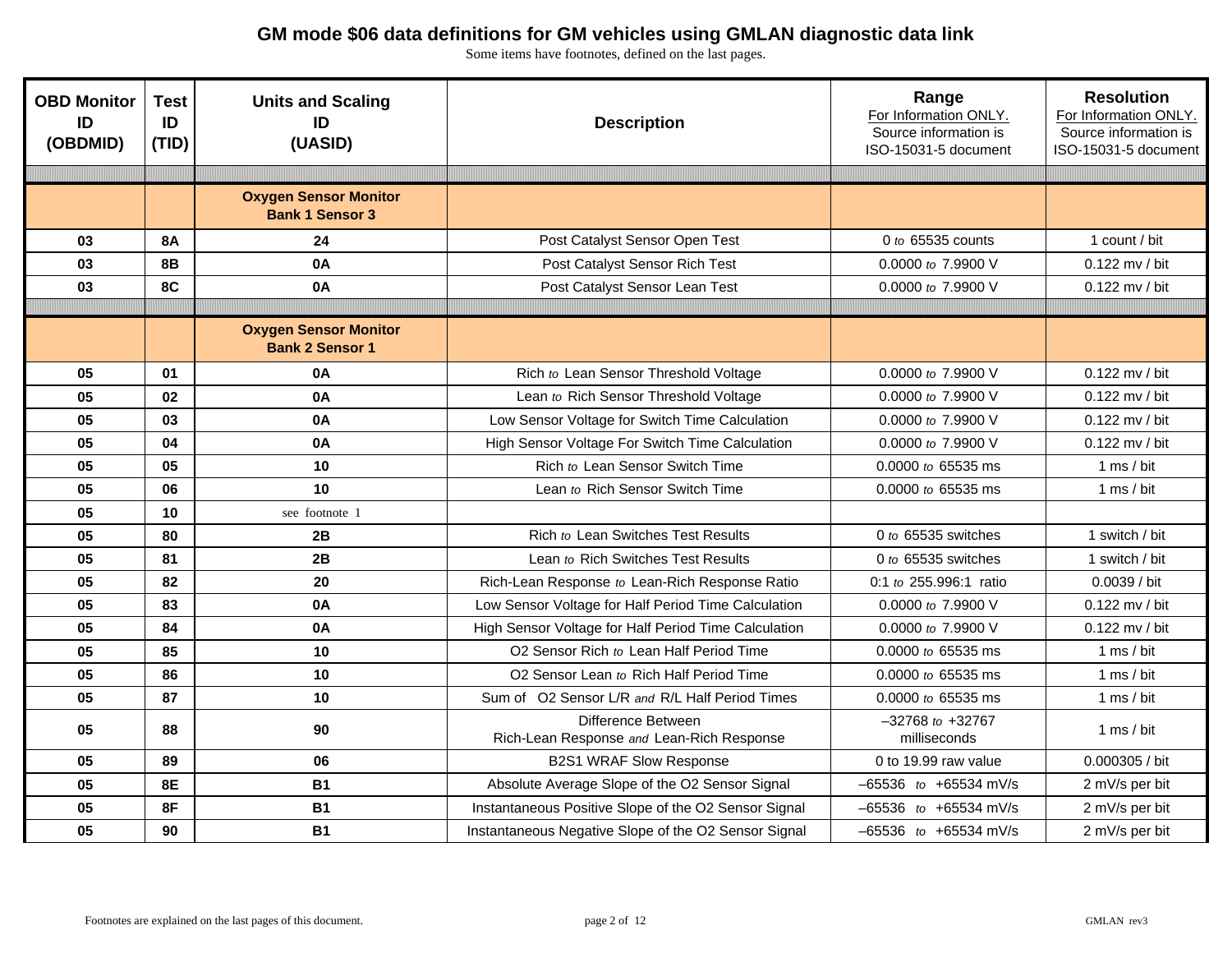# GM mode $06 data definitions for GM vehicles using GMLAN diagnostic data link

Some items have footnotes, defined on the last pages.

| OBD Monitor ID (OBDMID) | Test ID (TID) | Units and Scaling ID (UASID) | Description | Range<br>For Information ONLY.<br>Source information is ISO-15031-5 document | Resolution<br>For Information ONLY.<br>Source information is ISO-15031-5 document |
|---|---|---|---|---|---|
| | | | | | |
| | | **Oxygen Sensor Monitor Bank 1 Sensor 3** | | | |
| 03 | 8A | 24 | Post Catalyst Sensor Open Test | 0 *to* 65535 counts | 1 count / bit |
| 03 | 8B | 0A | Post Catalyst Sensor Rich Test | 0.0000 *to* 7.9900 V | 0.122 mv / bit |
| 03 | 8C | 0A | Post Catalyst Sensor Lean Test | 0.0000 *to* 7.9900 V | 0.122 mv / bit |
| | | | | | |
| | | **Oxygen Sensor Monitor Bank 2 Sensor 1** | | | |
| 05 | 01 | 0A | Rich *to* Lean Sensor Threshold Voltage | 0.0000 *to* 7.9900 V | 0.122 mv / bit |
| 05 | 02 | 0A | Lean *to* Rich Sensor Threshold Voltage | 0.0000 *to* 7.9900 V | 0.122 mv / bit |
| 05 | 03 | 0A | Low Sensor Voltage for Switch Time Calculation | 0.0000 *to* 7.9900 V | 0.122 mv / bit |
| 05 | 04 | 0A | High Sensor Voltage For Switch Time Calculation | 0.0000 *to* 7.9900 V | 0.122 mv / bit |
| 05 | 05 | 10 | Rich *to* Lean Sensor Switch Time | 0.0000 *to* 65535 ms | 1 ms / bit |
| 05 | 06 | 10 | Lean *to* Rich Sensor Switch Time | 0.0000 *to* 65535 ms | 1 ms / bit |
| 05 | 10 | see footnote 1 | | | |
| 05 | 80 | 2B | Rich *to* Lean Switches Test Results | 0 *to* 65535 switches | 1 switch / bit |
| 05 | 81 | 2B | Lean *to* Rich Switches Test Results | 0 *to* 65535 switches | 1 switch / bit |
| 05 | 82 | 20 | Rich-Lean Response *to* Lean-Rich Response Ratio | 0:1 *to* 255.996:1 ratio | 0.0039 / bit |
| 05 | 83 | 0A | Low Sensor Voltage for Half Period Time Calculation | 0.0000 *to* 7.9900 V | 0.122 mv / bit |
| 05 | 84 | 0A | High Sensor Voltage for Half Period Time Calculation | 0.0000 *to* 7.9900 V | 0.122 mv / bit |
| 05 | 85 | 10 | O2 Sensor Rich *to* Lean Half Period Time | 0.0000 *to* 65535 ms | 1 ms / bit |
| 05 | 86 | 10 | O2 Sensor Lean *to* Rich Half Period Time | 0.0000 *to* 65535 ms | 1 ms / bit |
| 05 | 87 | 10 | Sum of O2 Sensor L/R *and* R/L Half Period Times | 0.0000 *to* 65535 ms | 1 ms / bit |
| 05 | 88 | 90 | Difference Between Rich-Lean Response *and* Lean-Rich Response | –32768 *to* +32767 milliseconds | 1 ms / bit |
| 05 | 89 | 06 | B2S1 WRAF Slow Response | 0 to 19.99 raw value | 0.000305 / bit |
| 05 | 8E | B1 | Absolute Average Slope of the O2 Sensor Signal | –65536 *to* +65534 mV/s | 2 mV/s per bit |
| 05 | 8F | B1 | Instantaneous Positive Slope of the O2 Sensor Signal | –65536 *to* +65534 mV/s | 2 mV/s per bit |
| 05 | 90 | B1 | Instantaneous Negative Slope of the O2 Sensor Signal | –65536 *to* +65534 mV/s | 2 mV/s per bit |

Footnotes are explained on the last pages of this document.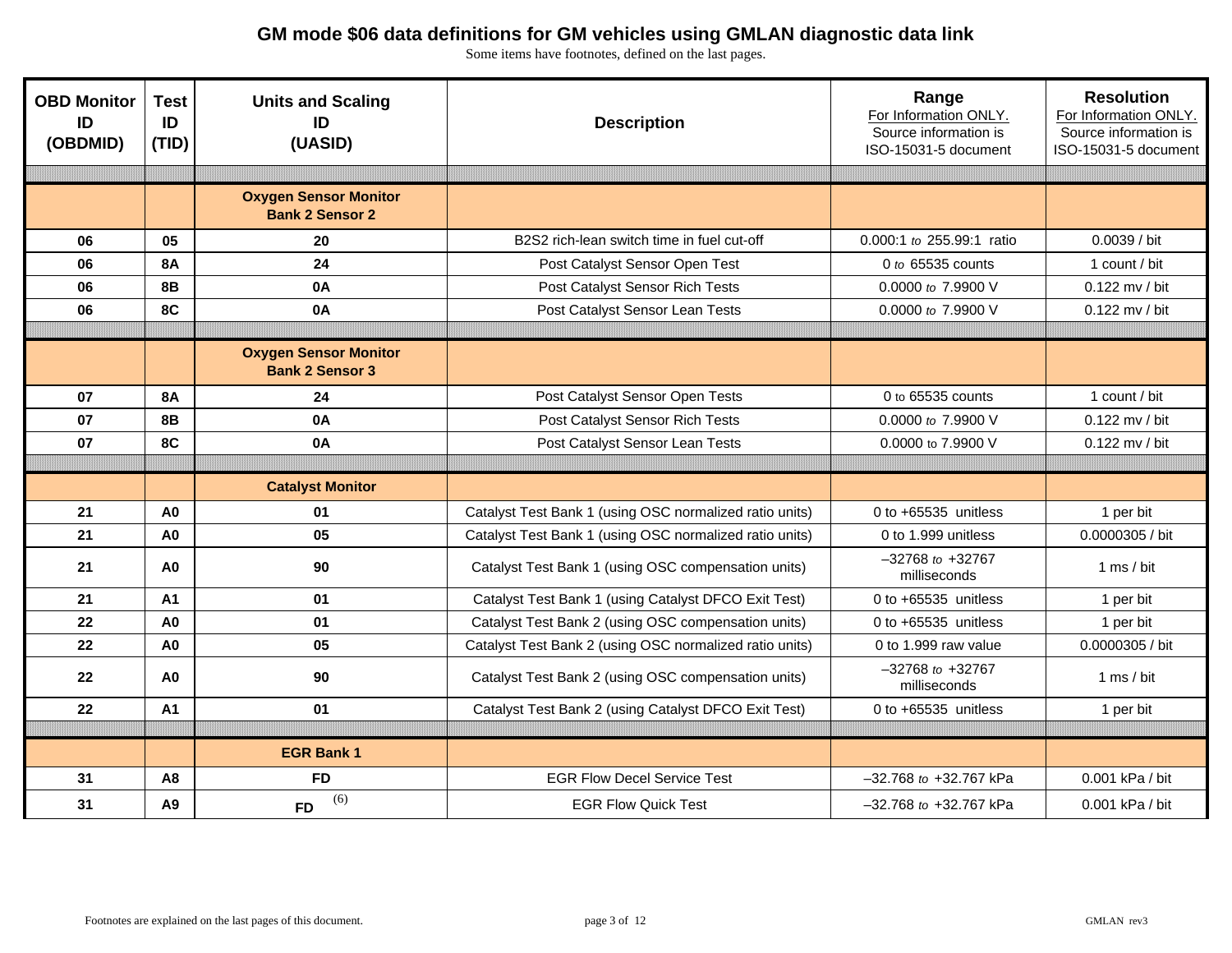# GM mode $06 data definitions for GM vehicles using GMLAN diagnostic data link

Some items have footnotes, defined on the last pages.

| OBD Monitor ID (OBDMID) | Test ID (TID) | Units and Scaling ID (UASID) | Description | Range For Information ONLY. Source information is ISO-15031-5 document | Resolution For Information ONLY. Source information is ISO-15031-5 document |
|---|---|---|---|---|---|
| | | **Oxygen Sensor Monitor Bank 2 Sensor 2** | | | |
| 06 | 05 | 20 | B2S2 rich-lean switch time in fuel cut-off | 0.000:1 *to* 255.99:1 ratio | 0.0039 / bit |
| 06 | 8A | 24 | Post Catalyst Sensor Open Test | 0 *to* 65535 counts | 1 count / bit |
| 06 | 8B | 0A | Post Catalyst Sensor Rich Tests | 0.0000 *to* 7.9900 V | 0.122 mv / bit |
| 06 | 8C | 0A | Post Catalyst Sensor Lean Tests | 0.0000 *to* 7.9900 V | 0.122 mv / bit |
| | | **Oxygen Sensor Monitor Bank 2 Sensor 3** | | | |
| 07 | 8A | 24 | Post Catalyst Sensor Open Tests | 0 to 65535 counts | 1 count / bit |
| 07 | 8B | 0A | Post Catalyst Sensor Rich Tests | 0.0000 *to* 7.9900 V | 0.122 mv / bit |
| 07 | 8C | 0A | Post Catalyst Sensor Lean Tests | 0.0000 to 7.9900 V | 0.122 mv / bit |
| | | **Catalyst Monitor** | | | |
| 21 | A0 | 01 | Catalyst Test Bank 1 (using OSC normalized ratio units) | 0 to +65535 unitless | 1 per bit |
| 21 | A0 | 05 | Catalyst Test Bank 1 (using OSC normalized ratio units) | 0 to 1.999 unitless | 0.0000305 / bit |
| 21 | A0 | 90 | Catalyst Test Bank 1 (using OSC compensation units) | –32768 *to* +32767 milliseconds | 1 ms / bit |
| 21 | A1 | 01 | Catalyst Test Bank 1 (using Catalyst DFCO Exit Test) | 0 to +65535 unitless | 1 per bit |
| 22 | A0 | 01 | Catalyst Test Bank 2 (using OSC compensation units) | 0 to +65535 unitless | 1 per bit |
| 22 | A0 | 05 | Catalyst Test Bank 2 (using OSC normalized ratio units) | 0 to 1.999 raw value | 0.0000305 / bit |
| 22 | A0 | 90 | Catalyst Test Bank 2 (using OSC compensation units) | –32768 *to* +32767 milliseconds | 1 ms / bit |
| 22 | A1 | 01 | Catalyst Test Bank 2 (using Catalyst DFCO Exit Test) | 0 to +65535 unitless | 1 per bit |
| | | **EGR Bank 1** | | | |
| 31 | A8 | FD | EGR Flow Decel Service Test | –32.768 *to* +32.767 kPa | 0.001 kPa / bit |
| 31 | A9 | FD (6) | EGR Flow Quick Test | –32.768 *to* +32.767 kPa | 0.001 kPa / bit |

Footnotes are explained on the last pages of this document.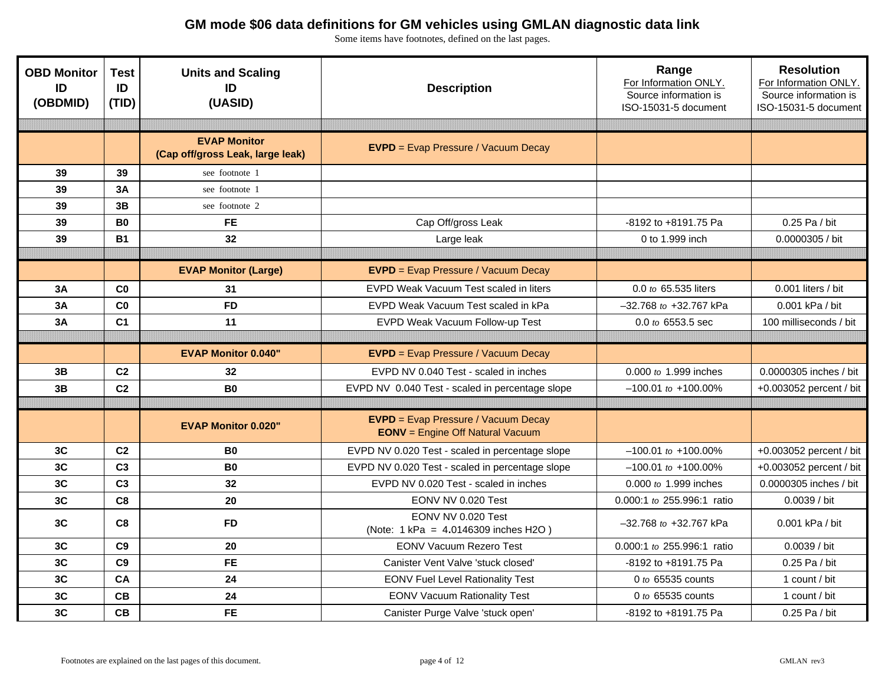# GM mode $06 data definitions for GM vehicles using GMLAN diagnostic data link

Some items have footnotes, defined on the last pages.

| OBD Monitor ID (OBDMID) | Test ID (TID) | Units and Scaling ID (UASID) | Description | Range For Information ONLY. Source information is ISO-15031-5 document | Resolution For Information ONLY. Source information is ISO-15031-5 document |
|---|---|---|---|---|---|
| | | **EVAP Monitor (Cap off/gross Leak, large leak)** | **EVPD** = Evap Pressure / Vacuum Decay | | |
| **39** | **39** | see footnote 1 | | | |
| **39** | **3A** | see footnote 1 | | | |
| **39** | **3B** | see footnote 2 | | | |
| **39** | **B0** | **FE** | Cap Off/gross Leak | -8192 to +8191.75 Pa | 0.25 Pa / bit |
| **39** | **B1** | **32** | Large leak | 0 to 1.999 inch | 0.0000305 / bit |
| | | **EVAP Monitor (Large)** | **EVPD** = Evap Pressure / Vacuum Decay | | |
| **3A** | **C0** | **31** | EVPD Weak Vacuum Test scaled in liters | 0.0 *to* 65.535 liters | 0.001 liters / bit |
| **3A** | **C0** | **FD** | EVPD Weak Vacuum Test scaled in kPa | –32.768 *to* +32.767 kPa | 0.001 kPa / bit |
| **3A** | **C1** | **11** | EVPD Weak Vacuum Follow-up Test | 0.0 *to* 6553.5 sec | 100 milliseconds / bit |
| | | **EVAP Monitor 0.040"** | **EVPD** = Evap Pressure / Vacuum Decay | | |
| **3B** | **C2** | **32** | EVPD NV 0.040 Test - scaled in inches | 0.000 *to* 1.999 inches | 0.0000305 inches / bit |
| **3B** | **C2** | **B0** | EVPD NV 0.040 Test - scaled in percentage slope | –100.01 *to* +100.00% | +0.003052 percent / bit |
| | | **EVAP Monitor 0.020"** | **EVPD** = Evap Pressure / Vacuum Decay **EONV** = Engine Off Natural Vacuum | | |
| **3C** | **C2** | **B0** | EVPD NV 0.020 Test - scaled in percentage slope | –100.01 *to* +100.00% | +0.003052 percent / bit |
| **3C** | **C3** | **B0** | EVPD NV 0.020 Test - scaled in percentage slope | –100.01 *to* +100.00% | +0.003052 percent / bit |
| **3C** | **C3** | **32** | EVPD NV 0.020 Test - scaled in inches | 0.000 *to* 1.999 inches | 0.0000305 inches / bit |
| **3C** | **C8** | **20** | EONV NV 0.020 Test | 0.000:1 *to* 255.996:1 ratio | 0.0039 / bit |
| **3C** | **C8** | **FD** | EONV NV 0.020 Test (Note: 1 kPa = 4.0146309 inches H2O ) | –32.768 *to* +32.767 kPa | 0.001 kPa / bit |
| **3C** | **C9** | **20** | EONV Vacuum Rezero Test | 0.000:1 *to* 255.996:1 ratio | 0.0039 / bit |
| **3C** | **C9** | **FE** | Canister Vent Valve 'stuck closed' | -8192 to +8191.75 Pa | 0.25 Pa / bit |
| **3C** | **CA** | **24** | EONV Fuel Level Rationality Test | 0 *to* 65535 counts | 1 count / bit |
| **3C** | **CB** | **24** | EONV Vacuum Rationality Test | 0 *to* 65535 counts | 1 count / bit |
| **3C** | **CB** | **FE** | Canister Purge Valve 'stuck open' | -8192 to +8191.75 Pa | 0.25 Pa / bit |

Footnotes are explained on the last pages of this document.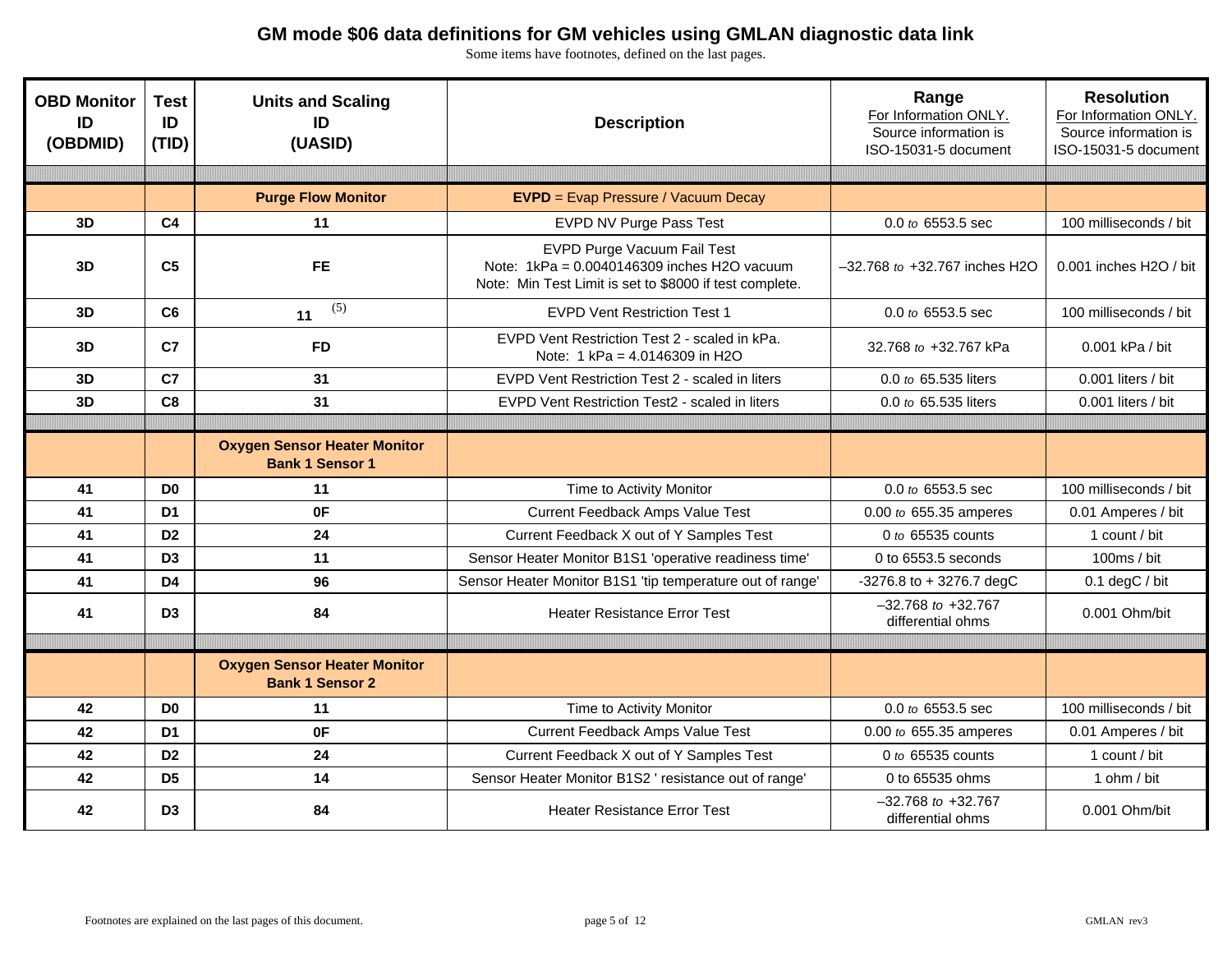# GM mode $06 data definitions for GM vehicles using GMLAN diagnostic data link

Some items have footnotes, defined on the last pages.

| OBD Monitor ID (OBDMID) | Test ID (TID) | Units and Scaling ID (UASID) | Description | Range For Information ONLY. Source information is ISO-15031-5 document | Resolution For Information ONLY. Source information is ISO-15031-5 document |
|---|---|---|---|---|---|
| | | | | | |
| | | **Purge Flow Monitor** | **EVPD** = Evap Pressure / Vacuum Decay | | |
| **3D** | **C4** | **11** | EVPD NV Purge Pass Test | 0.0 *to* 6553.5 sec | 100 milliseconds / bit |
| **3D** | **C5** | **FE** | EVPD Purge Vacuum Fail Test<br>Note: 1kPa = 0.0040146309 inches H2O vacuum<br>Note: Min Test Limit is set to $8000 if test complete. | –32.768 *to* +32.767 inches H2O | 0.001 inches H2O / bit |
| **3D** | **C6** | **11** (5) | EVPD Vent Restriction Test 1 | 0.0 *to* 6553.5 sec | 100 milliseconds / bit |
| **3D** | **C7** | **FD** | EVPD Vent Restriction Test 2 - scaled in kPa.<br>Note: 1 kPa = 4.0146309 in H2O | 32.768 *to* +32.767 kPa | 0.001 kPa / bit |
| **3D** | **C7** | **31** | EVPD Vent Restriction Test 2 - scaled in liters | 0.0 *to* 65.535 liters | 0.001 liters / bit |
| **3D** | **C8** | **31** | EVPD Vent Restriction Test2 - scaled in liters | 0.0 *to* 65.535 liters | 0.001 liters / bit |
| | | | | | |
| | | **Oxygen Sensor Heater Monitor Bank 1 Sensor 1** | | | |
| **41** | **D0** | **11** | Time to Activity Monitor | 0.0 *to* 6553.5 sec | 100 milliseconds / bit |
| **41** | **D1** | **0F** | Current Feedback Amps Value Test | 0.00 *to* 655.35 amperes | 0.01 Amperes / bit |
| **41** | **D2** | **24** | Current Feedback X out of Y Samples Test | 0 *to* 65535 counts | 1 count / bit |
| **41** | **D3** | **11** | Sensor Heater Monitor B1S1 'operative readiness time' | 0 to 6553.5 seconds | 100ms / bit |
| **41** | **D4** | **96** | Sensor Heater Monitor B1S1 'tip temperature out of range' | -3276.8 to + 3276.7 degC | 0.1 degC / bit |
| **41** | **D3** | **84** | Heater Resistance Error Test | –32.768 *to* +32.767 differential ohms | 0.001 Ohm/bit |
| | | | | | |
| | | **Oxygen Sensor Heater Monitor Bank 1 Sensor 2** | | | |
| **42** | **D0** | **11** | Time to Activity Monitor | 0.0 *to* 6553.5 sec | 100 milliseconds / bit |
| **42** | **D1** | **0F** | Current Feedback Amps Value Test | 0.00 *to* 655.35 amperes | 0.01 Amperes / bit |
| **42** | **D2** | **24** | Current Feedback X out of Y Samples Test | 0 *to* 65535 counts | 1 count / bit |
| **42** | **D5** | **14** | Sensor Heater Monitor B1S2 ' resistance out of range' | 0 to 65535 ohms | 1 ohm / bit |
| **42** | **D3** | **84** | Heater Resistance Error Test | –32.768 *to* +32.767 differential ohms | 0.001 Ohm/bit |

Footnotes are explained on the last pages of this document.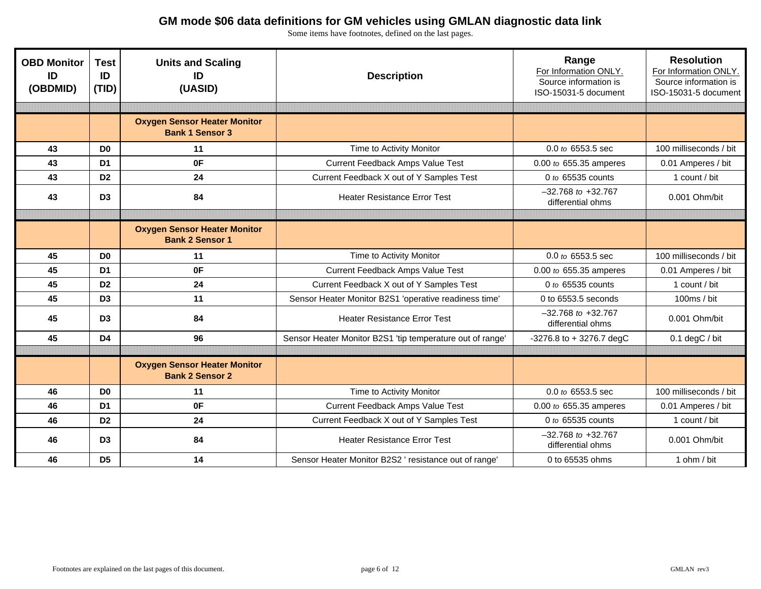# GM mode $06 data definitions for GM vehicles using GMLAN diagnostic data link

Some items have footnotes, defined on the last pages.

| OBD Monitor ID (OBDMID) | Test ID (TID) | Units and Scaling ID (UASID) | Description | Range For Information ONLY. Source information is ISO-15031-5 document | Resolution For Information ONLY. Source information is ISO-15031-5 document |
|---|---|---|---|---|---|
| | | **Oxygen Sensor Heater Monitor Bank 1 Sensor 3** | | | |
| 43 | D0 | 11 | Time to Activity Monitor | 0.0 *to* 6553.5 sec | 100 milliseconds / bit |
| 43 | D1 | 0F | Current Feedback Amps Value Test | 0.00 *to* 655.35 amperes | 0.01 Amperes / bit |
| 43 | D2 | 24 | Current Feedback X out of Y Samples Test | 0 *to* 65535 counts | 1 count / bit |
| 43 | D3 | 84 | Heater Resistance Error Test | –32.768 *to* +32.767 differential ohms | 0.001 Ohm/bit |
| | | **Oxygen Sensor Heater Monitor Bank 2 Sensor 1** | | | |
| 45 | D0 | 11 | Time to Activity Monitor | 0.0 *to* 6553.5 sec | 100 milliseconds / bit |
| 45 | D1 | 0F | Current Feedback Amps Value Test | 0.00 *to* 655.35 amperes | 0.01 Amperes / bit |
| 45 | D2 | 24 | Current Feedback X out of Y Samples Test | 0 *to* 65535 counts | 1 count / bit |
| 45 | D3 | 11 | Sensor Heater Monitor B2S1 'operative readiness time' | 0 to 6553.5 seconds | 100ms / bit |
| 45 | D3 | 84 | Heater Resistance Error Test | –32.768 *to* +32.767 differential ohms | 0.001 Ohm/bit |
| 45 | D4 | 96 | Sensor Heater Monitor B2S1 'tip temperature out of range' | -3276.8 to + 3276.7 degC | 0.1 degC / bit |
| | | **Oxygen Sensor Heater Monitor Bank 2 Sensor 2** | | | |
| 46 | D0 | 11 | Time to Activity Monitor | 0.0 *to* 6553.5 sec | 100 milliseconds / bit |
| 46 | D1 | 0F | Current Feedback Amps Value Test | 0.00 *to* 655.35 amperes | 0.01 Amperes / bit |
| 46 | D2 | 24 | Current Feedback X out of Y Samples Test | 0 *to* 65535 counts | 1 count / bit |
| 46 | D3 | 84 | Heater Resistance Error Test | –32.768 *to* +32.767 differential ohms | 0.001 Ohm/bit |
| 46 | D5 | 14 | Sensor Heater Monitor B2S2 ' resistance out of range' | 0 to 65535 ohms | 1 ohm / bit |

Footnotes are explained on the last pages of this document.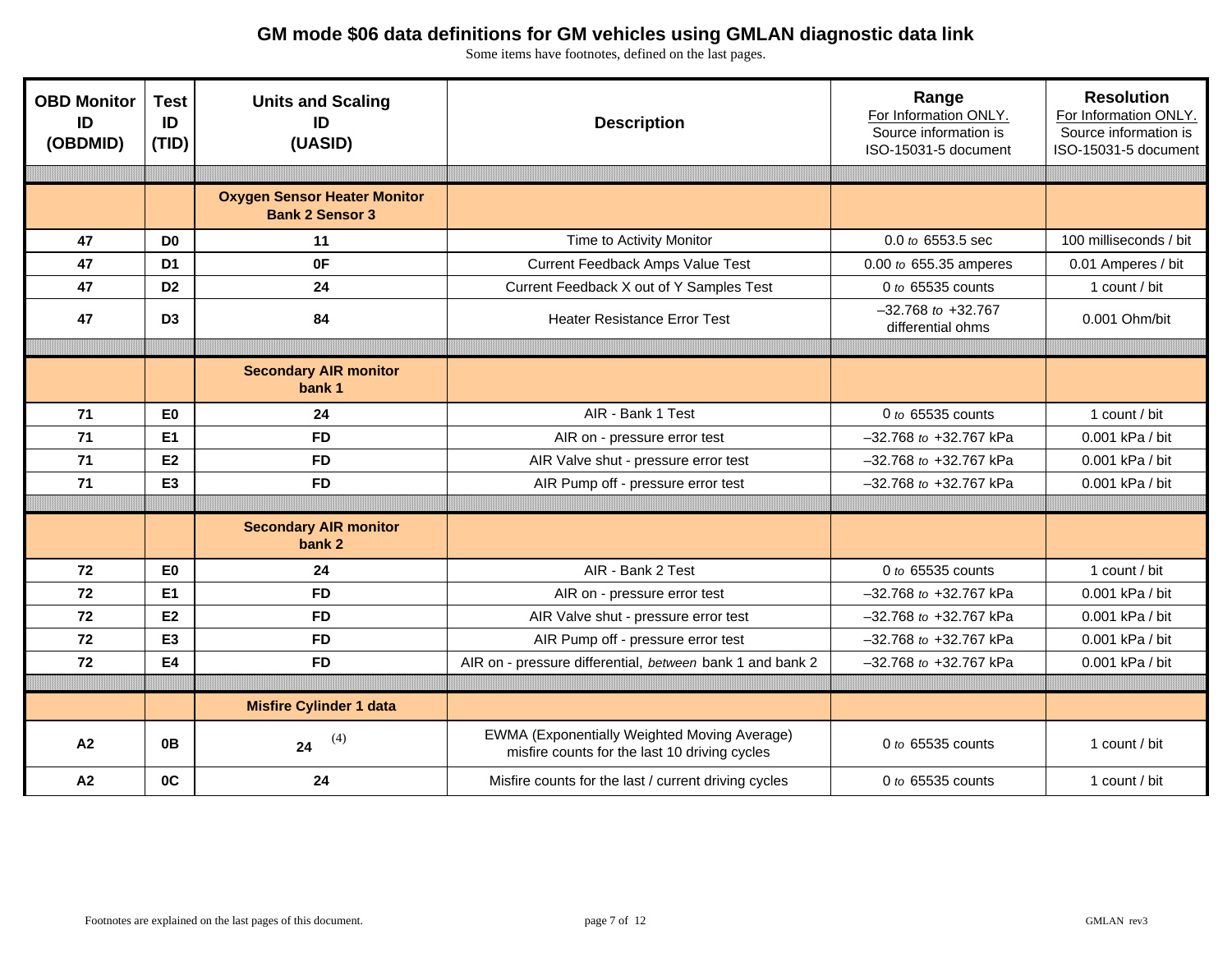# GM mode $06 data definitions for GM vehicles using GMLAN diagnostic data link

Some items have footnotes, defined on the last pages.

| OBD Monitor ID (OBDMID) | Test ID (TID) | Units and Scaling ID (UASID) | Description | Range<br>For Information ONLY.<br>Source information is ISO-15031-5 document | Resolution<br>For Information ONLY.<br>Source information is ISO-15031-5 document |
|---|---|---|---|---|---|
| | | **Oxygen Sensor Heater Monitor Bank 2 Sensor 3** | | | |
| **47** | **D0** | **11** | Time to Activity Monitor | 0.0 *to* 6553.5 sec | 100 milliseconds / bit |
| **47** | **D1** | **0F** | Current Feedback Amps Value Test | 0.00 *to* 655.35 amperes | 0.01 Amperes / bit |
| **47** | **D2** | **24** | Current Feedback X out of Y Samples Test | 0 *to* 65535 counts | 1 count / bit |
| **47** | **D3** | **84** | Heater Resistance Error Test | –32.768 *to* +32.767 differential ohms | 0.001 Ohm/bit |
| | | **Secondary AIR monitor bank 1** | | | |
| **71** | **E0** | **24** | AIR - Bank 1 Test | 0 *to* 65535 counts | 1 count / bit |
| **71** | **E1** | **FD** | AIR on - pressure error test | –32.768 *to* +32.767 kPa | 0.001 kPa / bit |
| **71** | **E2** | **FD** | AIR Valve shut - pressure error test | –32.768 *to* +32.767 kPa | 0.001 kPa / bit |
| **71** | **E3** | **FD** | AIR Pump off - pressure error test | –32.768 *to* +32.767 kPa | 0.001 kPa / bit |
| | | **Secondary AIR monitor bank 2** | | | |
| **72** | **E0** | **24** | AIR - Bank 2 Test | 0 *to* 65535 counts | 1 count / bit |
| **72** | **E1** | **FD** | AIR on - pressure error test | –32.768 *to* +32.767 kPa | 0.001 kPa / bit |
| **72** | **E2** | **FD** | AIR Valve shut - pressure error test | –32.768 *to* +32.767 kPa | 0.001 kPa / bit |
| **72** | **E3** | **FD** | AIR Pump off - pressure error test | –32.768 *to* +32.767 kPa | 0.001 kPa / bit |
| **72** | **E4** | **FD** | AIR on - pressure differential, *between* bank 1 and bank 2 | –32.768 *to* +32.767 kPa | 0.001 kPa / bit |
| | | **Misfire Cylinder 1 data** | | | |
| **A2** | **0B** | **24** (4) | EWMA (Exponentially Weighted Moving Average) misfire counts for the last 10 driving cycles | 0 *to* 65535 counts | 1 count / bit |
| **A2** | **0C** | **24** | Misfire counts for the last / current driving cycles | 0 *to* 65535 counts | 1 count / bit |

Footnotes are explained on the last pages of this document.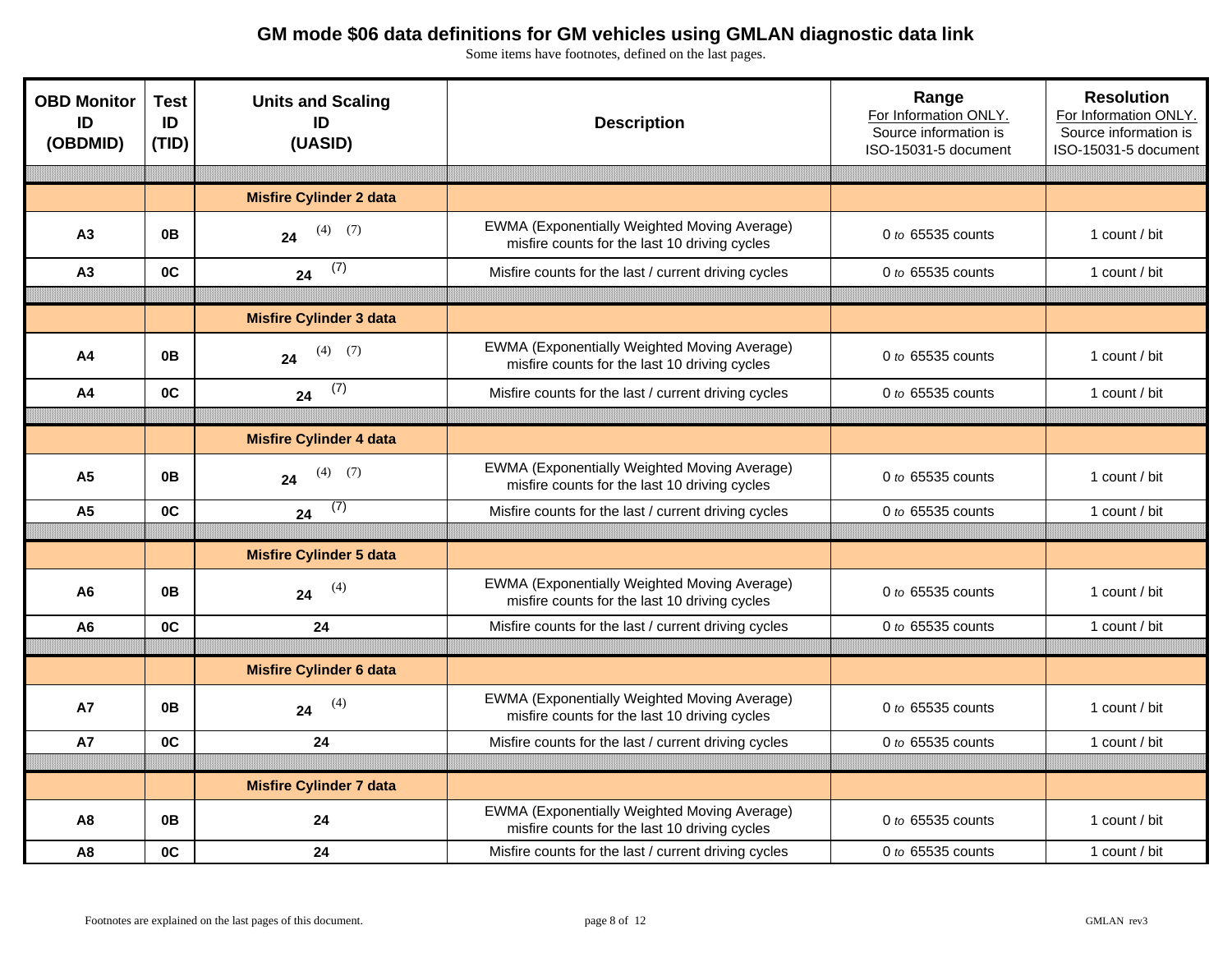# GM mode $06 data definitions for GM vehicles using GMLAN diagnostic data link

Some items have footnotes, defined on the last pages.

| OBD Monitor ID (OBDMID) | Test ID (TID) | Units and Scaling ID (UASID) | Description | Range For Information ONLY. Source information is ISO-15031-5 document | Resolution For Information ONLY. Source information is ISO-15031-5 document |
|---|---|---|---|---|---|
| | | | | | |
| | | **Misfire Cylinder 2 data** | | | |
| A3 | 0B | 24 (4) (7) | EWMA (Exponentially Weighted Moving Average) misfire counts for the last 10 driving cycles | 0 *to* 65535 counts | 1 count / bit |
| A3 | 0C | 24 (7) | Misfire counts for the last / current driving cycles | 0 *to* 65535 counts | 1 count / bit |
| | | | | | |
| | | **Misfire Cylinder 3 data** | | | |
| A4 | 0B | 24 (4) (7) | EWMA (Exponentially Weighted Moving Average) misfire counts for the last 10 driving cycles | 0 *to* 65535 counts | 1 count / bit |
| A4 | 0C | 24 (7) | Misfire counts for the last / current driving cycles | 0 *to* 65535 counts | 1 count / bit |
| | | | | | |
| | | **Misfire Cylinder 4 data** | | | |
| A5 | 0B | 24 (4) (7) | EWMA (Exponentially Weighted Moving Average) misfire counts for the last 10 driving cycles | 0 *to* 65535 counts | 1 count / bit |
| A5 | 0C | 24 (7) | Misfire counts for the last / current driving cycles | 0 *to* 65535 counts | 1 count / bit |
| | | | | | |
| | | **Misfire Cylinder 5 data** | | | |
| A6 | 0B | 24 (4) | EWMA (Exponentially Weighted Moving Average) misfire counts for the last 10 driving cycles | 0 *to* 65535 counts | 1 count / bit |
| A6 | 0C | 24 | Misfire counts for the last / current driving cycles | 0 *to* 65535 counts | 1 count / bit |
| | | | | | |
| | | **Misfire Cylinder 6 data** | | | |
| A7 | 0B | 24 (4) | EWMA (Exponentially Weighted Moving Average) misfire counts for the last 10 driving cycles | 0 *to* 65535 counts | 1 count / bit |
| A7 | 0C | 24 | Misfire counts for the last / current driving cycles | 0 *to* 65535 counts | 1 count / bit |
| | | | | | |
| | | **Misfire Cylinder 7 data** | | | |
| A8 | 0B | 24 | EWMA (Exponentially Weighted Moving Average) misfire counts for the last 10 driving cycles | 0 *to* 65535 counts | 1 count / bit |
| A8 | 0C | 24 | Misfire counts for the last / current driving cycles | 0 *to* 65535 counts | 1 count / bit |

Footnotes are explained on the last pages of this document.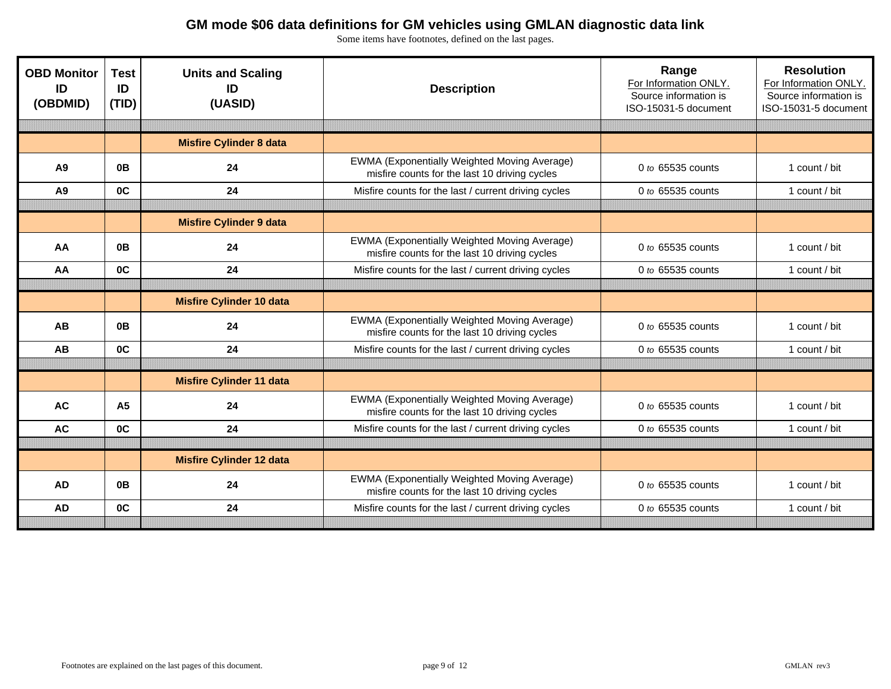# GM mode $06 data definitions for GM vehicles using GMLAN diagnostic data link

Some items have footnotes, defined on the last pages.

| OBD Monitor ID (OBDMID) | Test ID (TID) | Units and Scaling ID (UASID) | Description | Range For Information ONLY. Source information is ISO-15031-5 document | Resolution For Information ONLY. Source information is ISO-15031-5 document |
|---|---|---|---|---|---|
| | | | | | |
| | | **Misfire Cylinder 8 data** | | | |
| **A9** | **0B** | **24** | EWMA (Exponentially Weighted Moving Average) misfire counts for the last 10 driving cycles | 0 *to* 65535 counts | 1 count / bit |
| **A9** | **0C** | **24** | Misfire counts for the last / current driving cycles | 0 *to* 65535 counts | 1 count / bit |
| | | | | | |
| | | **Misfire Cylinder 9 data** | | | |
| **AA** | **0B** | **24** | EWMA (Exponentially Weighted Moving Average) misfire counts for the last 10 driving cycles | 0 *to* 65535 counts | 1 count / bit |
| **AA** | **0C** | **24** | Misfire counts for the last / current driving cycles | 0 *to* 65535 counts | 1 count / bit |
| | | | | | |
| | | **Misfire Cylinder 10 data** | | | |
| **AB** | **0B** | **24** | EWMA (Exponentially Weighted Moving Average) misfire counts for the last 10 driving cycles | 0 *to* 65535 counts | 1 count / bit |
| **AB** | **0C** | **24** | Misfire counts for the last / current driving cycles | 0 *to* 65535 counts | 1 count / bit |
| | | | | | |
| | | **Misfire Cylinder 11 data** | | | |
| **AC** | **A5** | **24** | EWMA (Exponentially Weighted Moving Average) misfire counts for the last 10 driving cycles | 0 *to* 65535 counts | 1 count / bit |
| **AC** | **0C** | **24** | Misfire counts for the last / current driving cycles | 0 *to* 65535 counts | 1 count / bit |
| | | | | | |
| | | **Misfire Cylinder 12 data** | | | |
| **AD** | **0B** | **24** | EWMA (Exponentially Weighted Moving Average) misfire counts for the last 10 driving cycles | 0 *to* 65535 counts | 1 count / bit |
| **AD** | **0C** | **24** | Misfire counts for the last / current driving cycles | 0 *to* 65535 counts | 1 count / bit |
| | | | | | |

Footnotes are explained on the last pages of this document.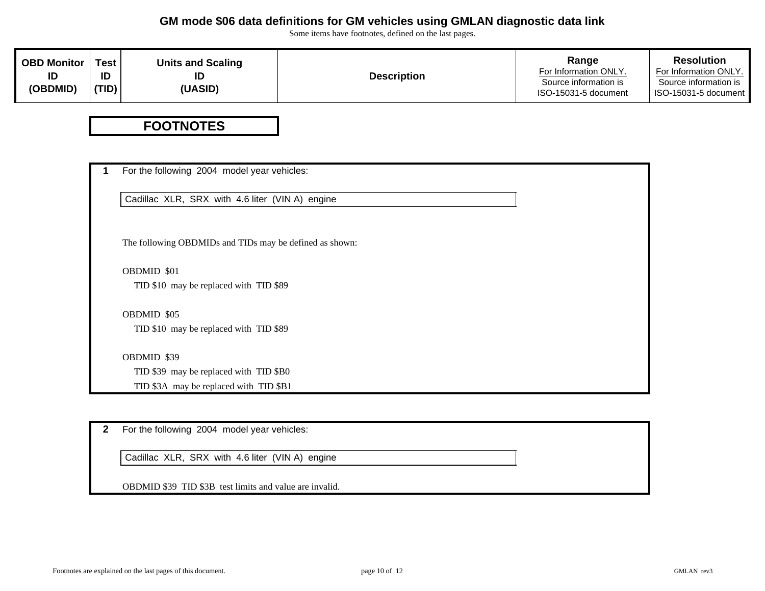# GM mode $06 data definitions for GM vehicles using GMLAN diagnostic data link

Some items have footnotes, defined on the last pages.

| OBD Monitor ID (OBDMID) | Test ID (TID) | Units and Scaling ID (UASID) | Description | Range For Information ONLY. Source information is ISO-15031-5 document | Resolution For Information ONLY. Source information is ISO-15031-5 document |
|---|---|---|---|---|---|

## FOOTNOTES

**1** For the following 2004 model year vehicles:

Cadillac XLR, SRX with 4.6 liter (VIN A) engine

The following OBDMIDs and TIDs may be defined as shown:

OBDMID $01
- TID $10 may be replaced with TID $89

OBDMID $05
- TID $10 may be replaced with TID $89

OBDMID $39
- TID $39 may be replaced with TID $B0
- TID $3A may be replaced with TID $B1

**2** For the following 2004 model year vehicles:

Cadillac XLR, SRX with 4.6 liter (VIN A) engine

OBDMID $39 TID $3B test limits and value are invalid.

Footnotes are explained on the last pages of this document.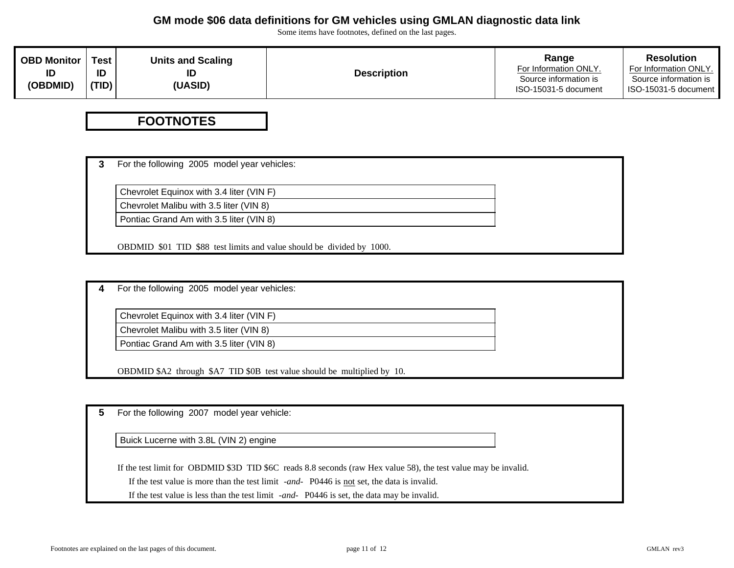# GM mode $06 data definitions for GM vehicles using GMLAN diagnostic data link

Some items have footnotes, defined on the last pages.

| OBD Monitor ID (OBDMID) | Test ID (TID) | Units and Scaling ID (UASID) | Description | Range For Information ONLY. Source information is ISO-15031-5 document | Resolution For Information ONLY. Source information is ISO-15031-5 document |
|---|---|---|---|---|---|

## FOOTNOTES

**3** For the following 2005 model year vehicles:

| |
|---|
| Chevrolet Equinox with 3.4 liter (VIN F) |
| Chevrolet Malibu with 3.5 liter (VIN 8) |
| Pontiac Grand Am with 3.5 liter (VIN 8) |

OBDMID $01 TID $88 test limits and value should be divided by 1000.

**4** For the following 2005 model year vehicles:

| |
|---|
| Chevrolet Equinox with 3.4 liter (VIN F) |
| Chevrolet Malibu with 3.5 liter (VIN 8) |
| Pontiac Grand Am with 3.5 liter (VIN 8) |

OBDMID $A2 through $A7 TID $0B test value should be multiplied by 10.

**5** For the following 2007 model year vehicle:

| |
|---|
| Buick Lucerne with 3.8L (VIN 2) engine |

If the test limit for OBDMID $3D TID $6C reads 8.8 seconds (raw Hex value 58), the test value may be invalid.

- If the test value is more than the test limit *-and-* P0446 is not set, the data is invalid.
- If the test value is less than the test limit *-and-* P0446 is set, the data may be invalid.

Footnotes are explained on the last pages of this document.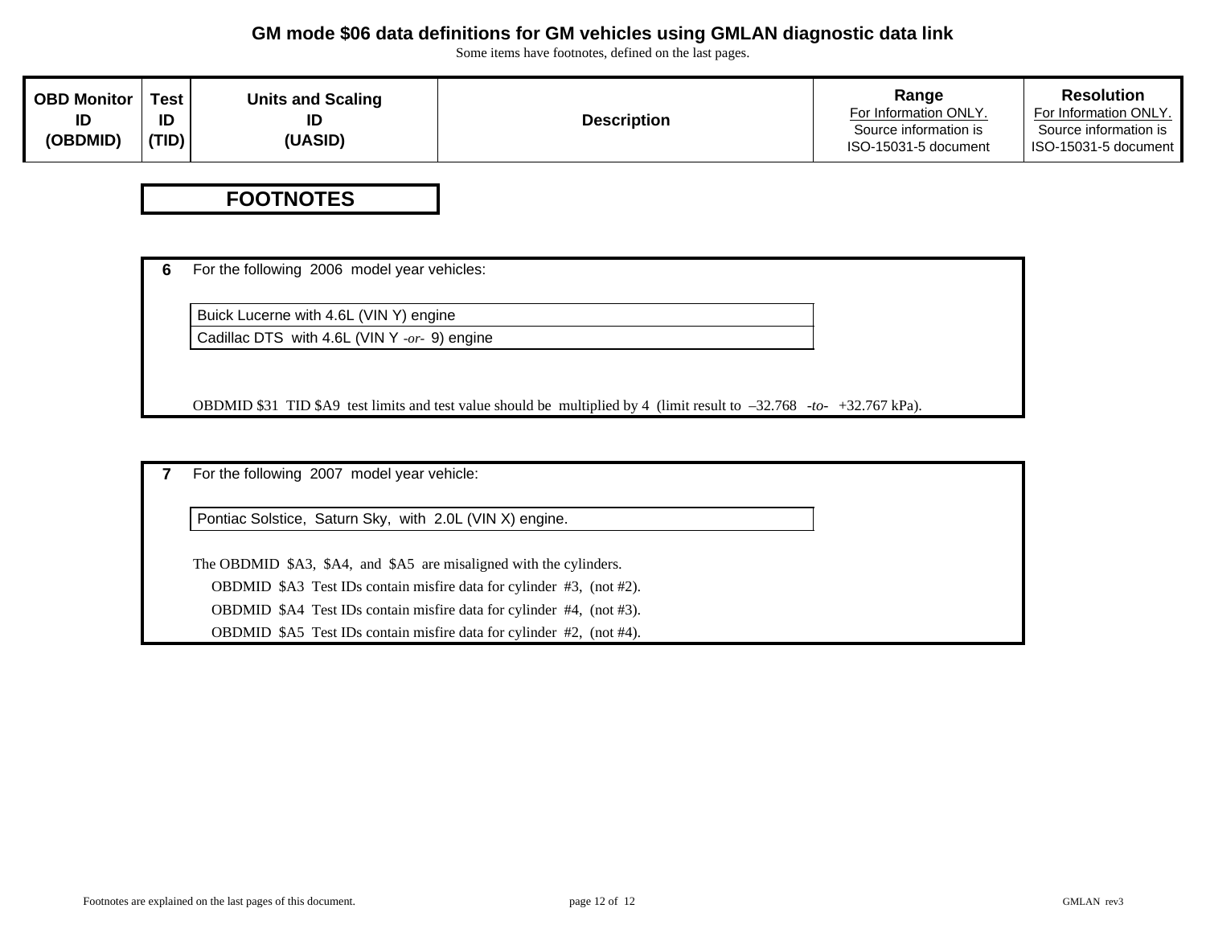# GM mode $06 data definitions for GM vehicles using GMLAN diagnostic data link

Some items have footnotes, defined on the last pages.

| OBD Monitor ID (OBDMID) | Test ID (TID) | Units and Scaling ID (UASID) | Description | Range For Information ONLY. Source information is ISO-15031-5 document | Resolution For Information ONLY. Source information is ISO-15031-5 document |
|---|---|---|---|---|---|

## FOOTNOTES

**6** For the following 2006 model year vehicles:

| |
|---|
| Buick Lucerne with 4.6L (VIN Y) engine |
| Cadillac DTS with 4.6L (VIN Y *-or-* 9) engine |

OBDMID $31 TID $A9 test limits and test value should be multiplied by 4 (limit result to –32.768 *-to-* +32.767 kPa).

**7** For the following 2007 model year vehicle:

| |
|---|
| Pontiac Solstice, Saturn Sky, with 2.0L (VIN X) engine. |

The OBDMID $A3, $A4, and $A5 are misaligned with the cylinders.

- OBDMID $A3 Test IDs contain misfire data for cylinder #3, (not #2).
- OBDMID $A4 Test IDs contain misfire data for cylinder #4, (not #3).
- OBDMID $A5 Test IDs contain misfire data for cylinder #2, (not #4).

Footnotes are explained on the last pages of this document.

GMLAN rev3